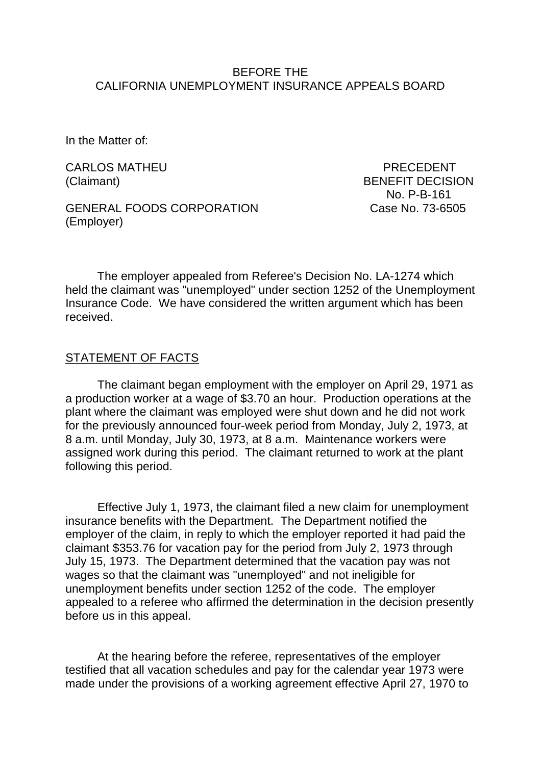BEFORE THE
CALIFORNIA UNEMPLOYMENT INSURANCE APPEALS BOARD

In the Matter of:

CARLOS MATHEU
(Claimant)

GENERAL FOODS CORPORATION
(Employer)

PRECEDENT
BENEFIT DECISION
No. P-B-161
Case No. 73-6505

The employer appealed from Referee's Decision No. LA-1274 which held the claimant was "unemployed" under section 1252 of the Unemployment Insurance Code. We have considered the written argument which has been received.

## STATEMENT OF FACTS

The claimant began employment with the employer on April 29, 1971 as a production worker at a wage of $3.70 an hour. Production operations at the plant where the claimant was employed were shut down and he did not work for the previously announced four-week period from Monday, July 2, 1973, at 8 a.m. until Monday, July 30, 1973, at 8 a.m. Maintenance workers were assigned work during this period. The claimant returned to work at the plant following this period.

Effective July 1, 1973, the claimant filed a new claim for unemployment insurance benefits with the Department. The Department notified the employer of the claim, in reply to which the employer reported it had paid the claimant $353.76 for vacation pay for the period from July 2, 1973 through July 15, 1973. The Department determined that the vacation pay was not wages so that the claimant was "unemployed" and not ineligible for unemployment benefits under section 1252 of the code. The employer appealed to a referee who affirmed the determination in the decision presently before us in this appeal.

At the hearing before the referee, representatives of the employer testified that all vacation schedules and pay for the calendar year 1973 were made under the provisions of a working agreement effective April 27, 1970 to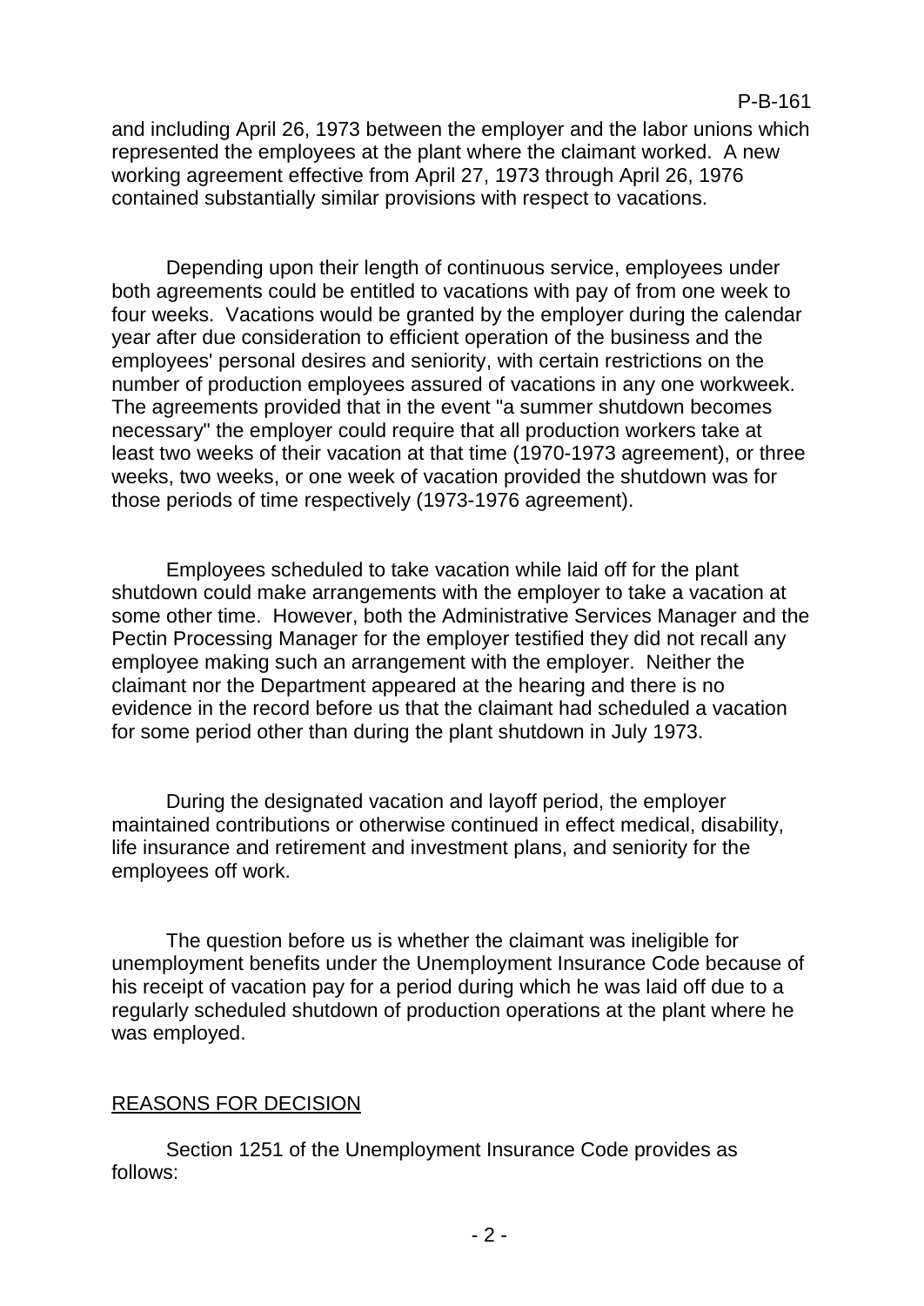and including April 26, 1973 between the employer and the labor unions which represented the employees at the plant where the claimant worked. A new working agreement effective from April 27, 1973 through April 26, 1976 contained substantially similar provisions with respect to vacations.

Depending upon their length of continuous service, employees under both agreements could be entitled to vacations with pay of from one week to four weeks. Vacations would be granted by the employer during the calendar year after due consideration to efficient operation of the business and the employees' personal desires and seniority, with certain restrictions on the number of production employees assured of vacations in any one workweek. The agreements provided that in the event "a summer shutdown becomes necessary" the employer could require that all production workers take at least two weeks of their vacation at that time (1970-1973 agreement), or three weeks, two weeks, or one week of vacation provided the shutdown was for those periods of time respectively (1973-1976 agreement).

Employees scheduled to take vacation while laid off for the plant shutdown could make arrangements with the employer to take a vacation at some other time. However, both the Administrative Services Manager and the Pectin Processing Manager for the employer testified they did not recall any employee making such an arrangement with the employer. Neither the claimant nor the Department appeared at the hearing and there is no evidence in the record before us that the claimant had scheduled a vacation for some period other than during the plant shutdown in July 1973.

During the designated vacation and layoff period, the employer maintained contributions or otherwise continued in effect medical, disability, life insurance and retirement and investment plans, and seniority for the employees off work.

The question before us is whether the claimant was ineligible for unemployment benefits under the Unemployment Insurance Code because of his receipt of vacation pay for a period during which he was laid off due to a regularly scheduled shutdown of production operations at the plant where he was employed.

## REASONS FOR DECISION

Section 1251 of the Unemployment Insurance Code provides as follows: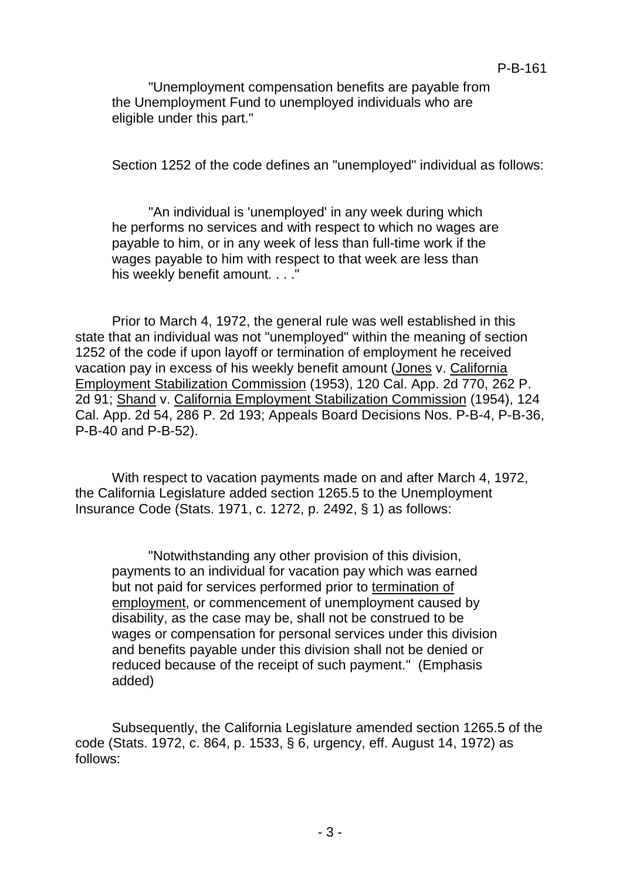> "Unemployment compensation benefits are payable from the Unemployment Fund to unemployed individuals who are eligible under this part."

Section 1252 of the code defines an "unemployed" individual as follows:

> "An individual is 'unemployed' in any week during which he performs no services and with respect to which no wages are payable to him, or in any week of less than full-time work if the wages payable to him with respect to that week are less than his weekly benefit amount. . . ."

Prior to March 4, 1972, the general rule was well established in this state that an individual was not "unemployed" within the meaning of section 1252 of the code if upon layoff or termination of employment he received vacation pay in excess of his weekly benefit amount (<u>Jones</u> v. <u>California Employment Stabilization Commission</u> (1953), 120 Cal. App. 2d 770, 262 P. 2d 91; <u>Shand</u> v. <u>California Employment Stabilization Commission</u> (1954), 124 Cal. App. 2d 54, 286 P. 2d 193; Appeals Board Decisions Nos. P-B-4, P-B-36, P-B-40 and P-B-52).

With respect to vacation payments made on and after March 4, 1972, the California Legislature added section 1265.5 to the Unemployment Insurance Code (Stats. 1971, c. 1272, p. 2492, § 1) as follows:

> "Notwithstanding any other provision of this division, payments to an individual for vacation pay which was earned but not paid for services performed prior to <u>termination of employment</u>, or commencement of unemployment caused by disability, as the case may be, shall not be construed to be wages or compensation for personal services under this division and benefits payable under this division shall not be denied or reduced because of the receipt of such payment." (Emphasis added)

Subsequently, the California Legislature amended section 1265.5 of the code (Stats. 1972, c. 864, p. 1533, § 6, urgency, eff. August 14, 1972) as follows: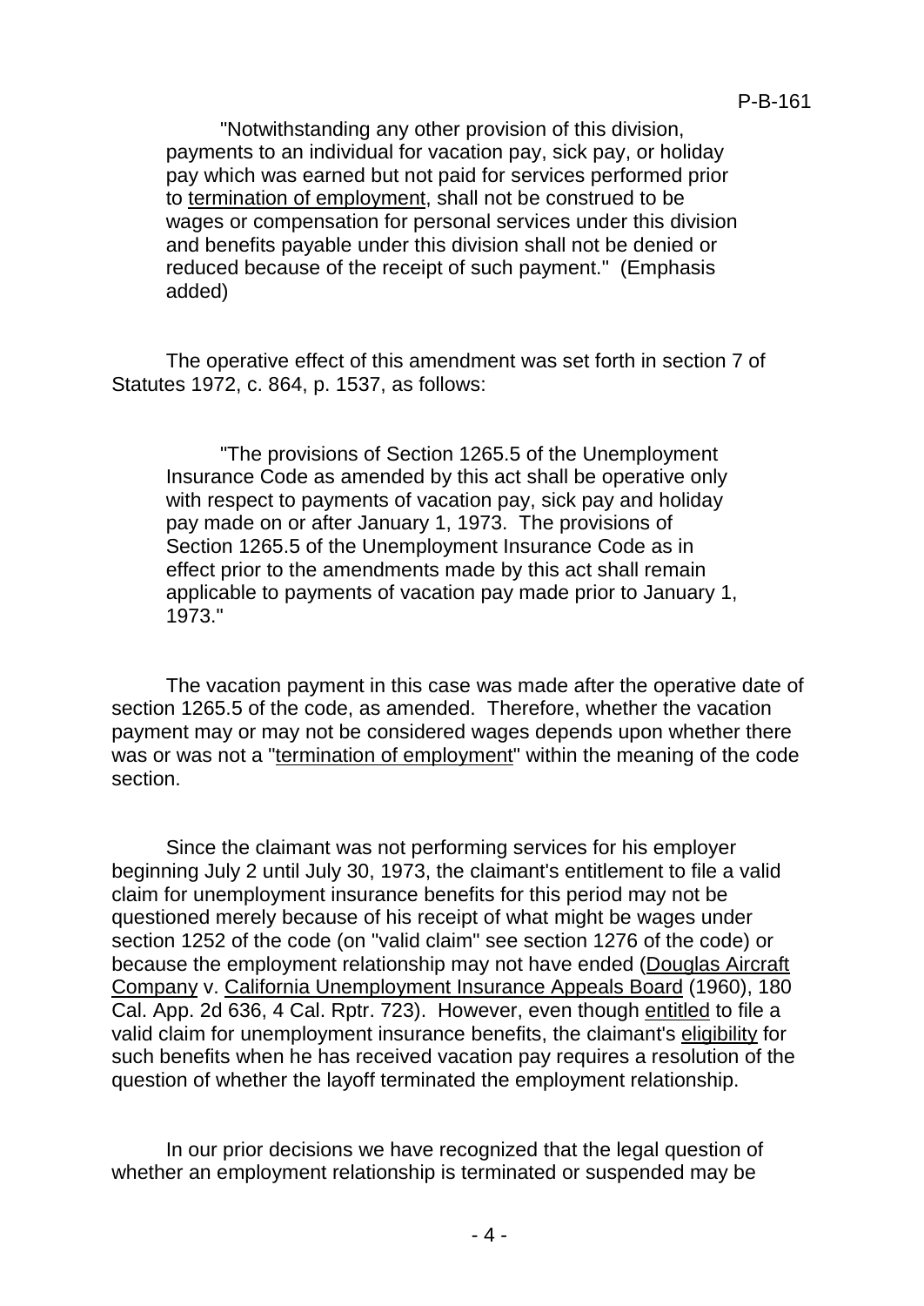> "Notwithstanding any other provision of this division, payments to an individual for vacation pay, sick pay, or holiday pay which was earned but not paid for services performed prior to termination of employment, shall not be construed to be wages or compensation for personal services under this division and benefits payable under this division shall not be denied or reduced because of the receipt of such payment." (Emphasis added)

The operative effect of this amendment was set forth in section 7 of Statutes 1972, c. 864, p. 1537, as follows:

> "The provisions of Section 1265.5 of the Unemployment Insurance Code as amended by this act shall be operative only with respect to payments of vacation pay, sick pay and holiday pay made on or after January 1, 1973. The provisions of Section 1265.5 of the Unemployment Insurance Code as in effect prior to the amendments made by this act shall remain applicable to payments of vacation pay made prior to January 1, 1973."

The vacation payment in this case was made after the operative date of section 1265.5 of the code, as amended. Therefore, whether the vacation payment may or may not be considered wages depends upon whether there was or was not a "termination of employment" within the meaning of the code section.

Since the claimant was not performing services for his employer beginning July 2 until July 30, 1973, the claimant's entitlement to file a valid claim for unemployment insurance benefits for this period may not be questioned merely because of his receipt of what might be wages under section 1252 of the code (on "valid claim" see section 1276 of the code) or because the employment relationship may not have ended (Douglas Aircraft Company v. California Unemployment Insurance Appeals Board (1960), 180 Cal. App. 2d 636, 4 Cal. Rptr. 723). However, even though entitled to file a valid claim for unemployment insurance benefits, the claimant's eligibility for such benefits when he has received vacation pay requires a resolution of the question of whether the layoff terminated the employment relationship.

In our prior decisions we have recognized that the legal question of whether an employment relationship is terminated or suspended may be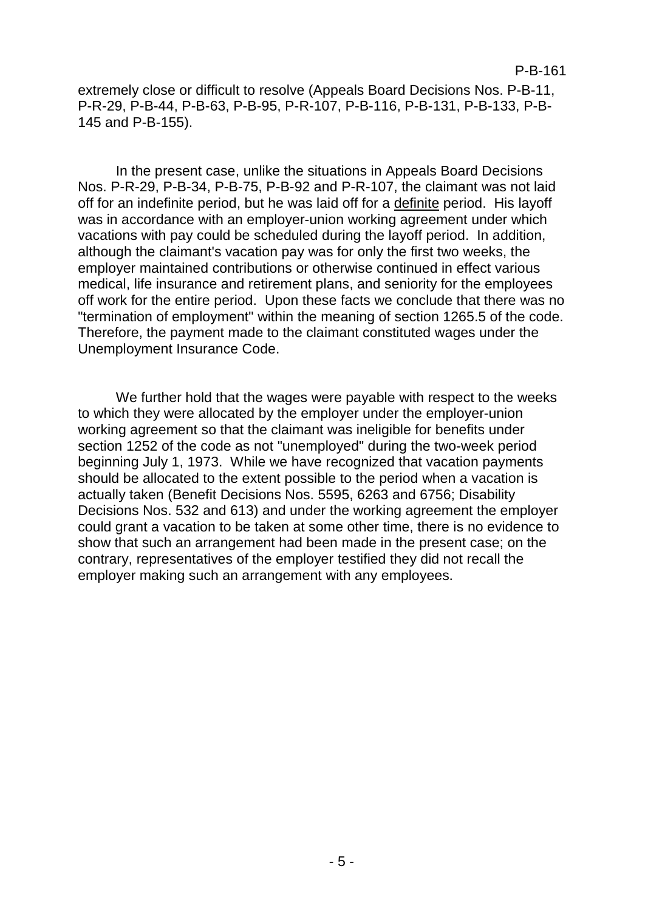extremely close or difficult to resolve (Appeals Board Decisions Nos. P-B-11, P-R-29, P-B-44, P-B-63, P-B-95, P-R-107, P-B-116, P-B-131, P-B-133, P-B-145 and P-B-155).

In the present case, unlike the situations in Appeals Board Decisions Nos. P-R-29, P-B-34, P-B-75, P-B-92 and P-R-107, the claimant was not laid off for an indefinite period, but he was laid off for a definite period. His layoff was in accordance with an employer-union working agreement under which vacations with pay could be scheduled during the layoff period. In addition, although the claimant's vacation pay was for only the first two weeks, the employer maintained contributions or otherwise continued in effect various medical, life insurance and retirement plans, and seniority for the employees off work for the entire period. Upon these facts we conclude that there was no "termination of employment" within the meaning of section 1265.5 of the code. Therefore, the payment made to the claimant constituted wages under the Unemployment Insurance Code.

We further hold that the wages were payable with respect to the weeks to which they were allocated by the employer under the employer-union working agreement so that the claimant was ineligible for benefits under section 1252 of the code as not "unemployed" during the two-week period beginning July 1, 1973. While we have recognized that vacation payments should be allocated to the extent possible to the period when a vacation is actually taken (Benefit Decisions Nos. 5595, 6263 and 6756; Disability Decisions Nos. 532 and 613) and under the working agreement the employer could grant a vacation to be taken at some other time, there is no evidence to show that such an arrangement had been made in the present case; on the contrary, representatives of the employer testified they did not recall the employer making such an arrangement with any employees.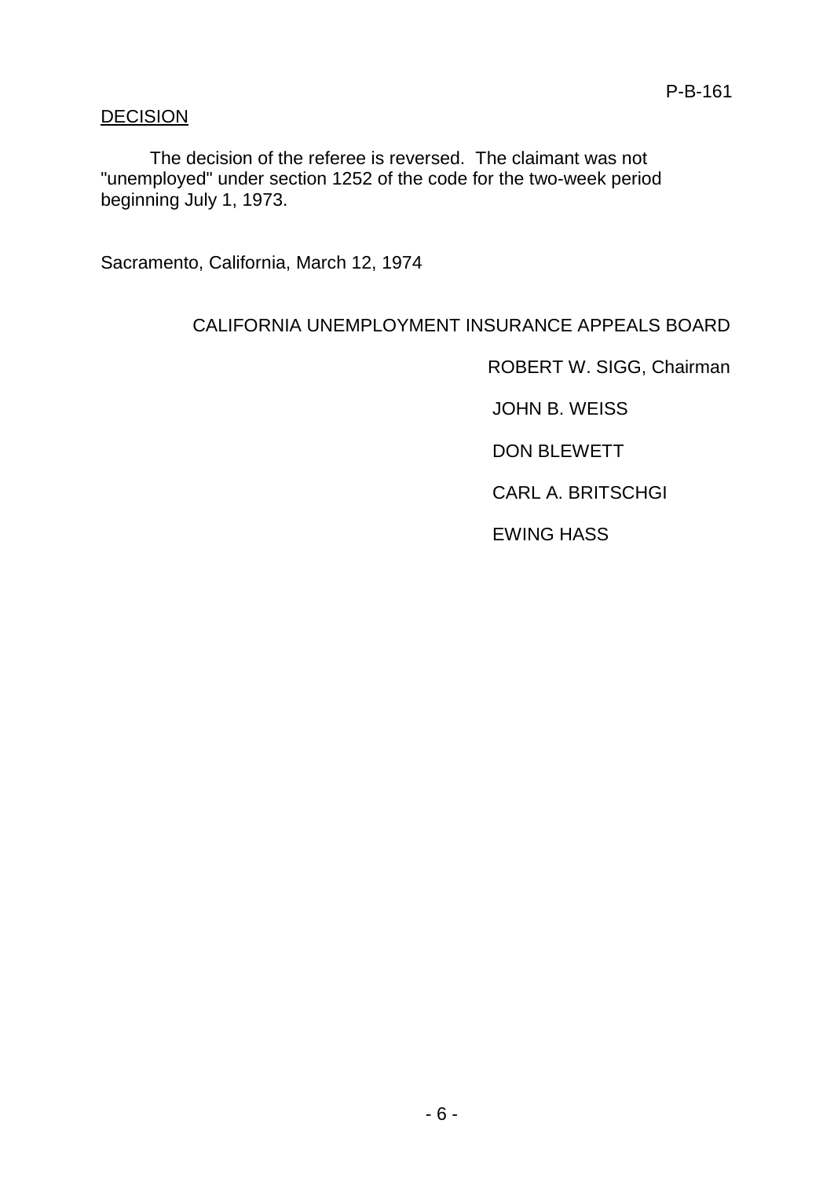DECISION

The decision of the referee is reversed. The claimant was not "unemployed" under section 1252 of the code for the two-week period beginning July 1, 1973.

Sacramento, California, March 12, 1974

CALIFORNIA UNEMPLOYMENT INSURANCE APPEALS BOARD

ROBERT W. SIGG, Chairman

JOHN B. WEISS

DON BLEWETT

CARL A. BRITSCHGI

EWING HASS